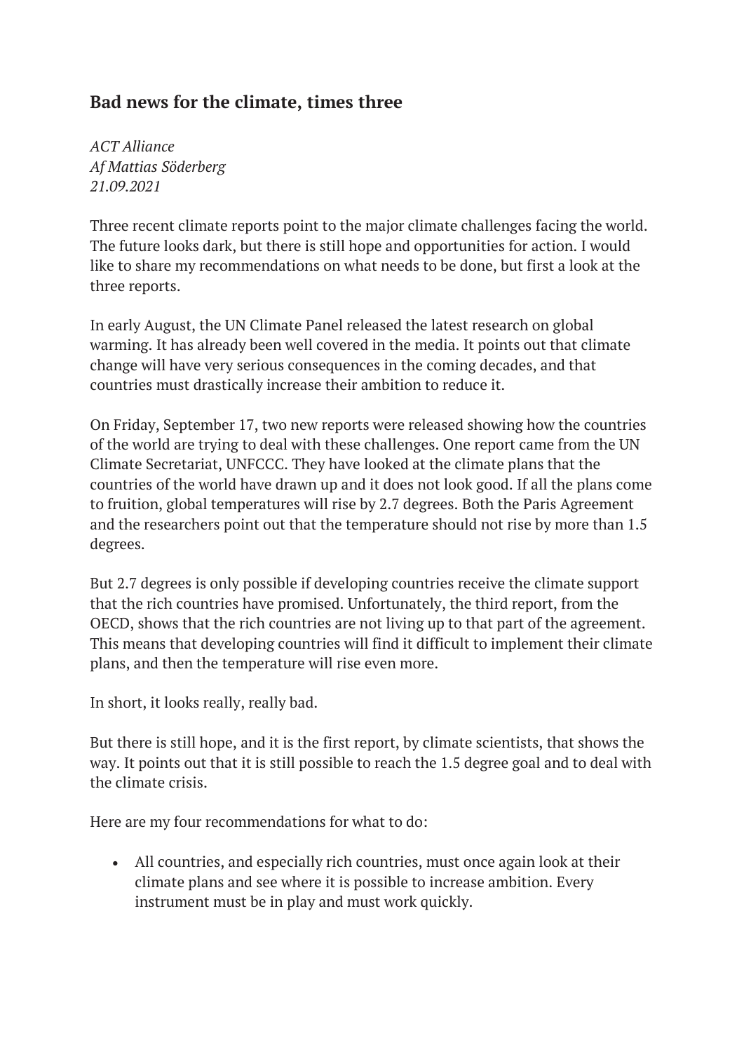## Bad news for the climate, times three

*ACT Alliance*
*Af Mattias Söderberg*
*21.09.2021*

Three recent climate reports point to the major climate challenges facing the world. The future looks dark, but there is still hope and opportunities for action. I would like to share my recommendations on what needs to be done, but first a look at the three reports.

In early August, the UN Climate Panel released the latest research on global warming. It has already been well covered in the media. It points out that climate change will have very serious consequences in the coming decades, and that countries must drastically increase their ambition to reduce it.

On Friday, September 17, two new reports were released showing how the countries of the world are trying to deal with these challenges. One report came from the UN Climate Secretariat, UNFCCC. They have looked at the climate plans that the countries of the world have drawn up and it does not look good. If all the plans come to fruition, global temperatures will rise by 2.7 degrees. Both the Paris Agreement and the researchers point out that the temperature should not rise by more than 1.5 degrees.

But 2.7 degrees is only possible if developing countries receive the climate support that the rich countries have promised. Unfortunately, the third report, from the OECD, shows that the rich countries are not living up to that part of the agreement. This means that developing countries will find it difficult to implement their climate plans, and then the temperature will rise even more.

In short, it looks really, really bad.

But there is still hope, and it is the first report, by climate scientists, that shows the way. It points out that it is still possible to reach the 1.5 degree goal and to deal with the climate crisis.

Here are my four recommendations for what to do:

- All countries, and especially rich countries, must once again look at their climate plans and see where it is possible to increase ambition. Every instrument must be in play and must work quickly.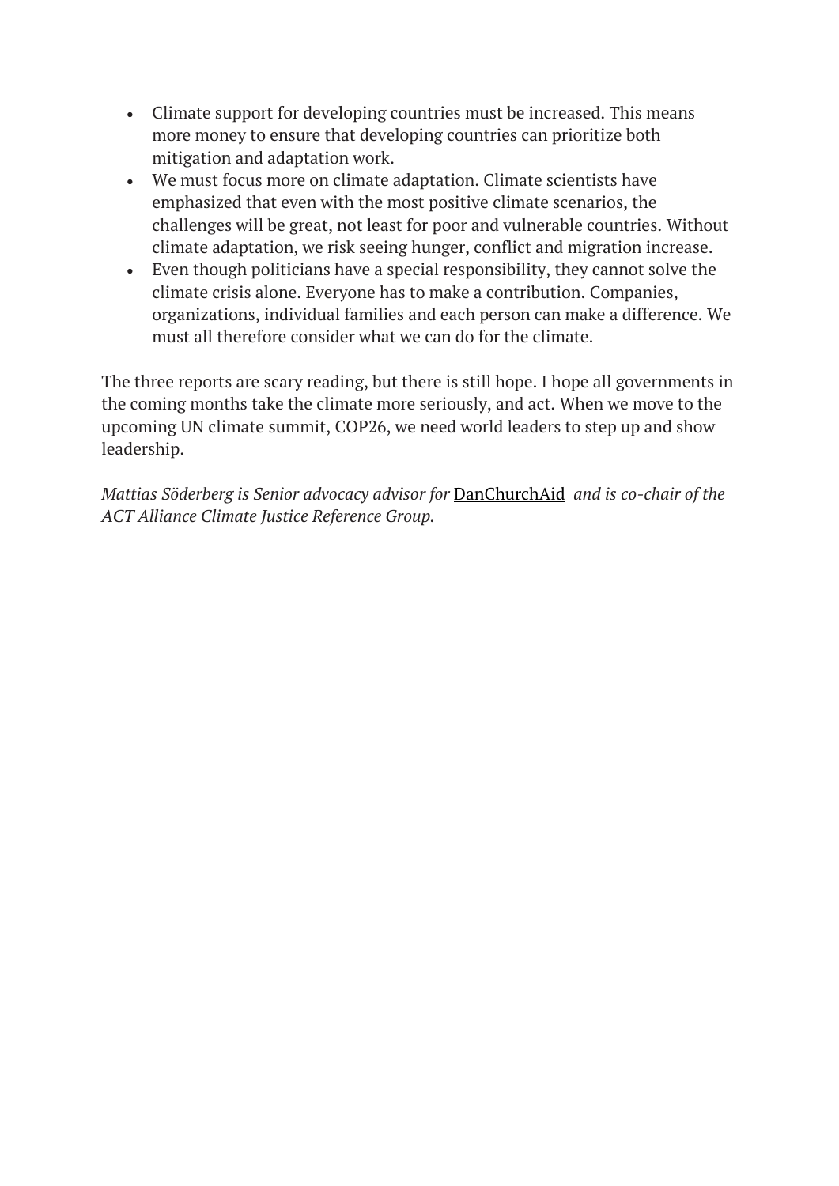- Climate support for developing countries must be increased. This means more money to ensure that developing countries can prioritize both mitigation and adaptation work.
- We must focus more on climate adaptation. Climate scientists have emphasized that even with the most positive climate scenarios, the challenges will be great, not least for poor and vulnerable countries. Without climate adaptation, we risk seeing hunger, conflict and migration increase.
- Even though politicians have a special responsibility, they cannot solve the climate crisis alone. Everyone has to make a contribution. Companies, organizations, individual families and each person can make a difference. We must all therefore consider what we can do for the climate.

The three reports are scary reading, but there is still hope. I hope all governments in the coming months take the climate more seriously, and act. When we move to the upcoming UN climate summit, COP26, we need world leaders to step up and show leadership.

*Mattias Söderberg is Senior advocacy advisor for* DanChurchAid *and is co-chair of the ACT Alliance Climate Justice Reference Group.*